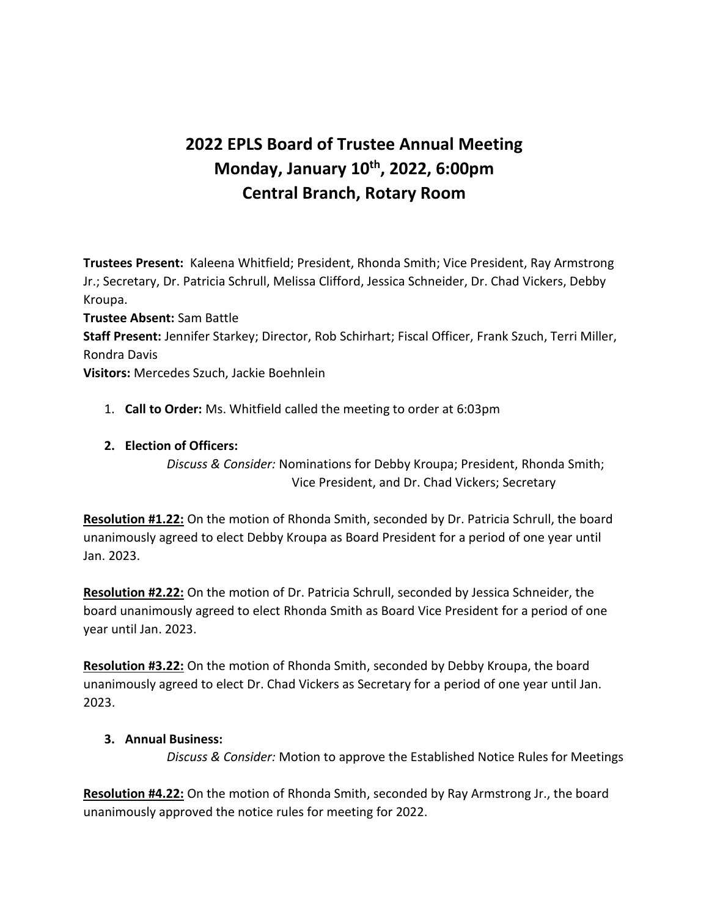# 2022 EPLS Board of Trustee Annual Meeting
# Monday, January 10th, 2022, 6:00pm
# Central Branch, Rotary Room

**Trustees Present:** Kaleena Whitfield; President, Rhonda Smith; Vice President, Ray Armstrong Jr.; Secretary, Dr. Patricia Schrull, Melissa Clifford, Jessica Schneider, Dr. Chad Vickers, Debby Kroupa.

**Trustee Absent:** Sam Battle

**Staff Present:** Jennifer Starkey; Director, Rob Schirhart; Fiscal Officer, Frank Szuch, Terri Miller, Rondra Davis

**Visitors:** Mercedes Szuch, Jackie Boehnlein

1. **Call to Order:** Ms. Whitfield called the meeting to order at 6:03pm

2. **Election of Officers:**

   *Discuss & Consider:* Nominations for Debby Kroupa; President, Rhonda Smith; Vice President, and Dr. Chad Vickers; Secretary

**Resolution #1.22:** On the motion of Rhonda Smith, seconded by Dr. Patricia Schrull, the board unanimously agreed to elect Debby Kroupa as Board President for a period of one year until Jan. 2023.

**Resolution #2.22:** On the motion of Dr. Patricia Schrull, seconded by Jessica Schneider, the board unanimously agreed to elect Rhonda Smith as Board Vice President for a period of one year until Jan. 2023.

**Resolution #3.22:** On the motion of Rhonda Smith, seconded by Debby Kroupa, the board unanimously agreed to elect Dr. Chad Vickers as Secretary for a period of one year until Jan. 2023.

3. **Annual Business:**

   *Discuss & Consider:* Motion to approve the Established Notice Rules for Meetings

**Resolution #4.22:** On the motion of Rhonda Smith, seconded by Ray Armstrong Jr., the board unanimously approved the notice rules for meeting for 2022.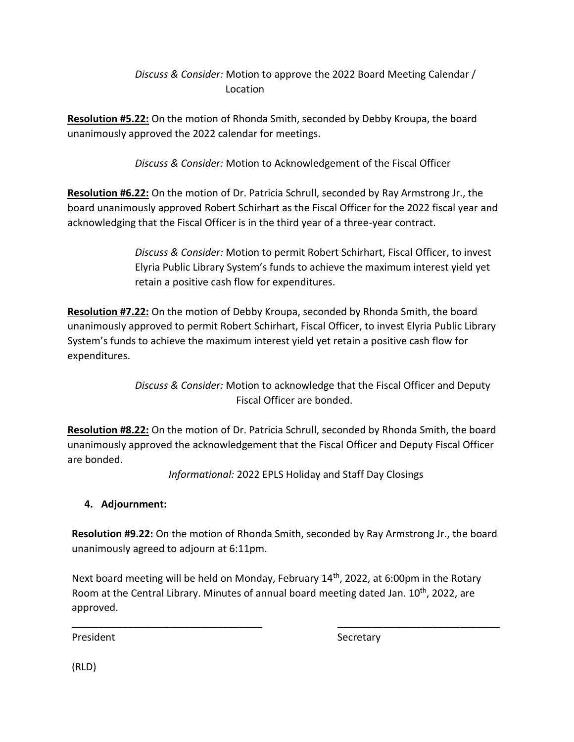*Discuss & Consider:* Motion to approve the 2022 Board Meeting Calendar / Location

**Resolution #5.22:** On the motion of Rhonda Smith, seconded by Debby Kroupa, the board unanimously approved the 2022 calendar for meetings.

*Discuss & Consider:* Motion to Acknowledgement of the Fiscal Officer

**Resolution #6.22:** On the motion of Dr. Patricia Schrull, seconded by Ray Armstrong Jr., the board unanimously approved Robert Schirhart as the Fiscal Officer for the 2022 fiscal year and acknowledging that the Fiscal Officer is in the third year of a three-year contract.

*Discuss & Consider:* Motion to permit Robert Schirhart, Fiscal Officer, to invest Elyria Public Library System's funds to achieve the maximum interest yield yet retain a positive cash flow for expenditures.

**Resolution #7.22:** On the motion of Debby Kroupa, seconded by Rhonda Smith, the board unanimously approved to permit Robert Schirhart, Fiscal Officer, to invest Elyria Public Library System's funds to achieve the maximum interest yield yet retain a positive cash flow for expenditures.

*Discuss & Consider:* Motion to acknowledge that the Fiscal Officer and Deputy Fiscal Officer are bonded.

**Resolution #8.22:** On the motion of Dr. Patricia Schrull, seconded by Rhonda Smith, the board unanimously approved the acknowledgement that the Fiscal Officer and Deputy Fiscal Officer are bonded.

*Informational:* 2022 EPLS Holiday and Staff Day Closings

4. **Adjournment:**

**Resolution #9.22:** On the motion of Rhonda Smith, seconded by Ray Armstrong Jr., the board unanimously agreed to adjourn at 6:11pm.

Next board meeting will be held on Monday, February 14th, 2022, at 6:00pm in the Rotary Room at the Central Library. Minutes of annual board meeting dated Jan. 10th, 2022, are approved.

\_\_\_\_\_\_\_\_\_\_\_\_\_\_\_\_\_\_\_\_\_\_\_\_\_\_\_\_\_\_\_\_\_\_ \_\_\_\_\_\_\_\_\_\_\_\_\_\_\_\_\_\_\_\_\_\_\_\_\_\_\_\_\_\_

President Secretary

(RLD)